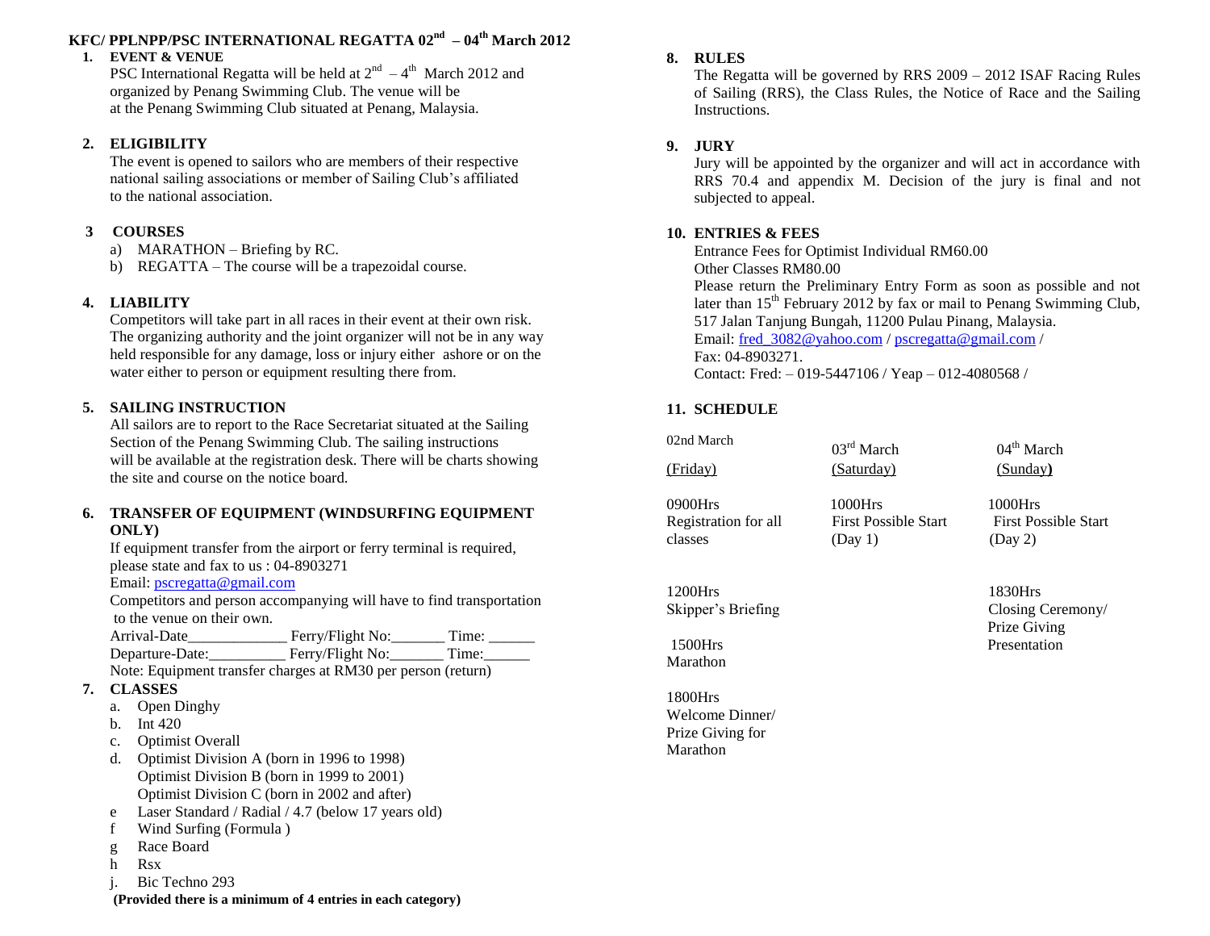# KFC/ PPLNPP/PSC INTERNATIONAL REGATTA 02nd – 04th March 2012

## 1. EVENT & VENUE

PSC International Regatta will be held at 2nd – 4th March 2012 and organized by Penang Swimming Club. The venue will be at the Penang Swimming Club situated at Penang, Malaysia.

## 2. ELIGIBILITY

The event is opened to sailors who are members of their respective national sailing associations or member of Sailing Club's affiliated to the national association.

## 3 COURSES

a) MARATHON – Briefing by RC.
b) REGATTA – The course will be a trapezoidal course.

## 4. LIABILITY

Competitors will take part in all races in their event at their own risk. The organizing authority and the joint organizer will not be in any way held responsible for any damage, loss or injury either ashore or on the water either to person or equipment resulting there from.

## 5. SAILING INSTRUCTION

All sailors are to report to the Race Secretariat situated at the Sailing Section of the Penang Swimming Club. The sailing instructions will be available at the registration desk. There will be charts showing the site and course on the notice board.

## 6. TRANSFER OF EQUIPMENT (WINDSURFING EQUIPMENT ONLY)

If equipment transfer from the airport or ferry terminal is required, please state and fax to us : 04-8903271
Email: pscregatta@gmail.com
Competitors and person accompanying will have to find transportation to the venue on their own.
Arrival-Date_____________ Ferry/Flight No:_______ Time: ______
Departure-Date:__________ Ferry/Flight No:_______ Time:______
Note: Equipment transfer charges at RM30 per person (return)

## 7. CLASSES

a. Open Dinghy
b. Int 420
c. Optimist Overall
d. Optimist Division A (born in 1996 to 1998)
   Optimist Division B (born in 1999 to 2001)
   Optimist Division C (born in 2002 and after)
e Laser Standard / Radial / 4.7 (below 17 years old)
f Wind Surfing (Formula )
g Race Board
h Rsx
j. Bic Techno 293

**(Provided there is a minimum of 4 entries in each category)**

## 8. RULES

The Regatta will be governed by RRS 2009 – 2012 ISAF Racing Rules of Sailing (RRS), the Class Rules, the Notice of Race and the Sailing Instructions.

## 9. JURY

Jury will be appointed by the organizer and will act in accordance with RRS 70.4 and appendix M. Decision of the jury is final and not subjected to appeal.

## 10. ENTRIES & FEES

Entrance Fees for Optimist Individual RM60.00
Other Classes RM80.00
Please return the Preliminary Entry Form as soon as possible and not later than 15th February 2012 by fax or mail to Penang Swimming Club, 517 Jalan Tanjung Bungah, 11200 Pulau Pinang, Malaysia.
Email: fred_3082@yahoo.com / pscregatta@gmail.com /
Fax: 04-8903271.
Contact: Fred: – 019-5447106 / Yeap – 012-4080568 /

## 11. SCHEDULE

| 02nd March (Friday) | 03rd March (Saturday) | 04th March (Sunday) |
|---|---|---|
| 0900Hrs Registration for all classes | 1000Hrs First Possible Start (Day 1) | 1000Hrs First Possible Start (Day 2) |
| 1200Hrs Skipper's Briefing | | 1830Hrs Closing Ceremony/ Prize Giving Presentation |
| 1500Hrs Marathon | | |
| 1800Hrs Welcome Dinner/ Prize Giving for Marathon | | |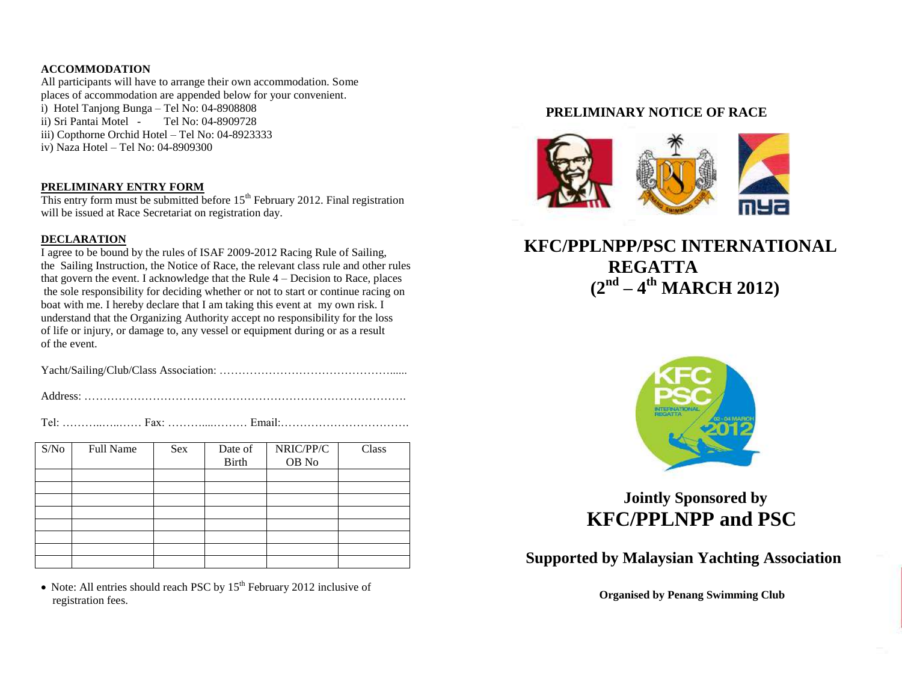**ACCOMMODATION**

All participants will have to arrange their own accommodation. Some places of accommodation are appended below for your convenient.

i) Hotel Tanjong Bunga – Tel No: 04-8908808
ii) Sri Pantai Motel - Tel No: 04-8909728
iii) Copthorne Orchid Hotel – Tel No: 04-8923333
iv) Naza Hotel – Tel No: 04-8909300

**PRELIMINARY ENTRY FORM**

This entry form must be submitted before 15th February 2012. Final registration will be issued at Race Secretariat on registration day.

**DECLARATION**

I agree to be bound by the rules of ISAF 2009-2012 Racing Rule of Sailing, the Sailing Instruction, the Notice of Race, the relevant class rule and other rules that govern the event. I acknowledge that the Rule 4 – Decision to Race, places the sole responsibility for deciding whether or not to start or continue racing on boat with me. I hereby declare that I am taking this event at my own risk. I understand that the Organizing Authority accept no responsibility for the loss of life or injury, or damage to, any vessel or equipment during or as a result of the event.

Yacht/Sailing/Club/Class Association: …………………………………………......

Address: ……………………………………………………………………………….

Tel: ………..…..…… Fax: ………....……… Email:…………………………….

| S/No | Full Name | Sex | Date of Birth | NRIC/PP/COB No | Class |
|---|---|---|---|---|---|
| | | | | | |
| | | | | | |
| | | | | | |
| | | | | | |
| | | | | | |
| | | | | | |
| | | | | | |
| | | | | | |

- Note: All entries should reach PSC by 15th February 2012 inclusive of registration fees.

**PRELIMINARY NOTICE OF RACE**

# KFC/PPLNPP/PSC INTERNATIONAL REGATTA (2nd – 4th MARCH 2012)

## Jointly Sponsored by KFC/PPLNPP and PSC

## Supported by Malaysian Yachting Association

**Organised by Penang Swimming Club**